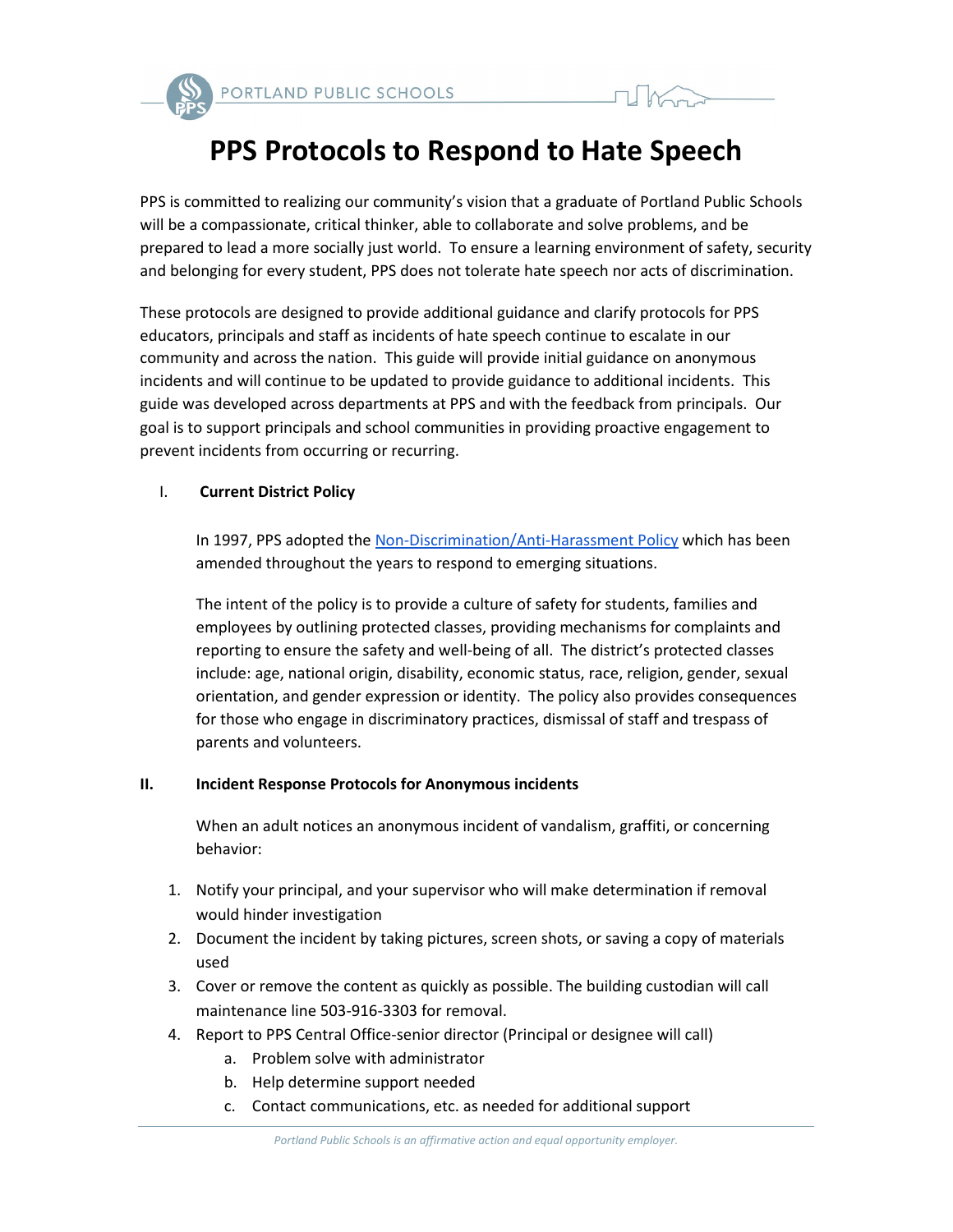# PPS Protocols to Respond to Hate Speech

PPS is committed to realizing our community's vision that a graduate of Portland Public Schools will be a compassionate, critical thinker, able to collaborate and solve problems, and be prepared to lead a more socially just world. To ensure a learning environment of safety, security and belonging for every student, PPS does not tolerate hate speech nor acts of discrimination.

These protocols are designed to provide additional guidance and clarify protocols for PPS educators, principals and staff as incidents of hate speech continue to escalate in our community and across the nation. This guide will provide initial guidance on anonymous incidents and will continue to be updated to provide guidance to additional incidents. This guide was developed across departments at PPS and with the feedback from principals. Our goal is to support principals and school communities in providing proactive engagement to prevent incidents from occurring or recurring.

## I. Current District Policy

In 1997, PPS adopted the Non-Discrimination/Anti-Harassment Policy which has been amended throughout the years to respond to emerging situations.

The intent of the policy is to provide a culture of safety for students, families and employees by outlining protected classes, providing mechanisms for complaints and reporting to ensure the safety and well-being of all. The district's protected classes include: age, national origin, disability, economic status, race, religion, gender, sexual orientation, and gender expression or identity. The policy also provides consequences for those who engage in discriminatory practices, dismissal of staff and trespass of parents and volunteers.

## II. Incident Response Protocols for Anonymous incidents

When an adult notices an anonymous incident of vandalism, graffiti, or concerning behavior:

1. Notify your principal, and your supervisor who will make determination if removal would hinder investigation
2. Document the incident by taking pictures, screen shots, or saving a copy of materials used
3. Cover or remove the content as quickly as possible. The building custodian will call maintenance line 503-916-3303 for removal.
4. Report to PPS Central Office-senior director (Principal or designee will call)
   a. Problem solve with administrator
   b. Help determine support needed
   c. Contact communications, etc. as needed for additional support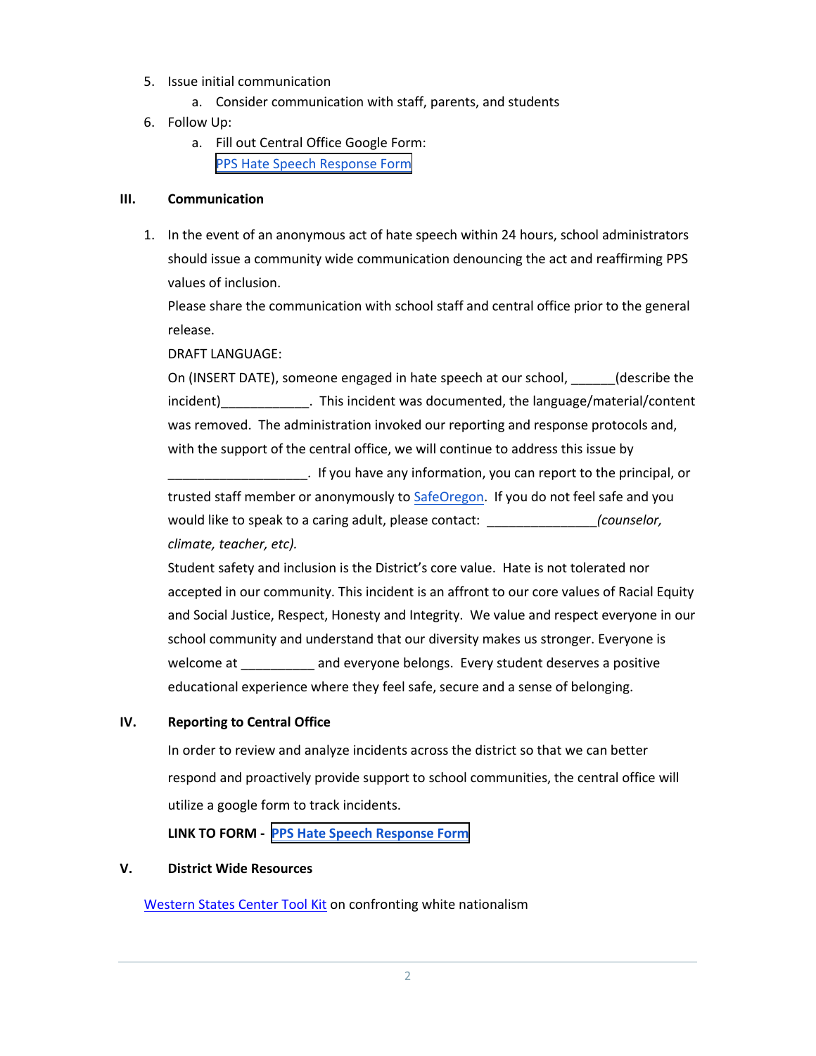5. Issue initial communication
    a. Consider communication with staff, parents, and students
6. Follow Up:
    a. Fill out Central Office Google Form: PPS Hate Speech Response Form

## III. Communication

1. In the event of an anonymous act of hate speech within 24 hours, school administrators should issue a community wide communication denouncing the act and reaffirming PPS values of inclusion.
   Please share the communication with school staff and central office prior to the general release.
   DRAFT LANGUAGE:
   On (INSERT DATE), someone engaged in hate speech at our school, ______(describe the incident)____________. This incident was documented, the language/material/content was removed. The administration invoked our reporting and response protocols and, with the support of the central office, we will continue to address this issue by ___________________. If you have any information, you can report to the principal, or trusted staff member or anonymously to SafeOregon. If you do not feel safe and you would like to speak to a caring adult, please contact: _______________*(counselor, climate, teacher, etc).*
   Student safety and inclusion is the District's core value. Hate is not tolerated nor accepted in our community. This incident is an affront to our core values of Racial Equity and Social Justice, Respect, Honesty and Integrity. We value and respect everyone in our school community and understand that our diversity makes us stronger. Everyone is welcome at __________ and everyone belongs. Every student deserves a positive educational experience where they feel safe, secure and a sense of belonging.

## IV. Reporting to Central Office

In order to review and analyze incidents across the district so that we can better respond and proactively provide support to school communities, the central office will utilize a google form to track incidents.

**LINK TO FORM - PPS Hate Speech Response Form**

## V. District Wide Resources

Western States Center Tool Kit on confronting white nationalism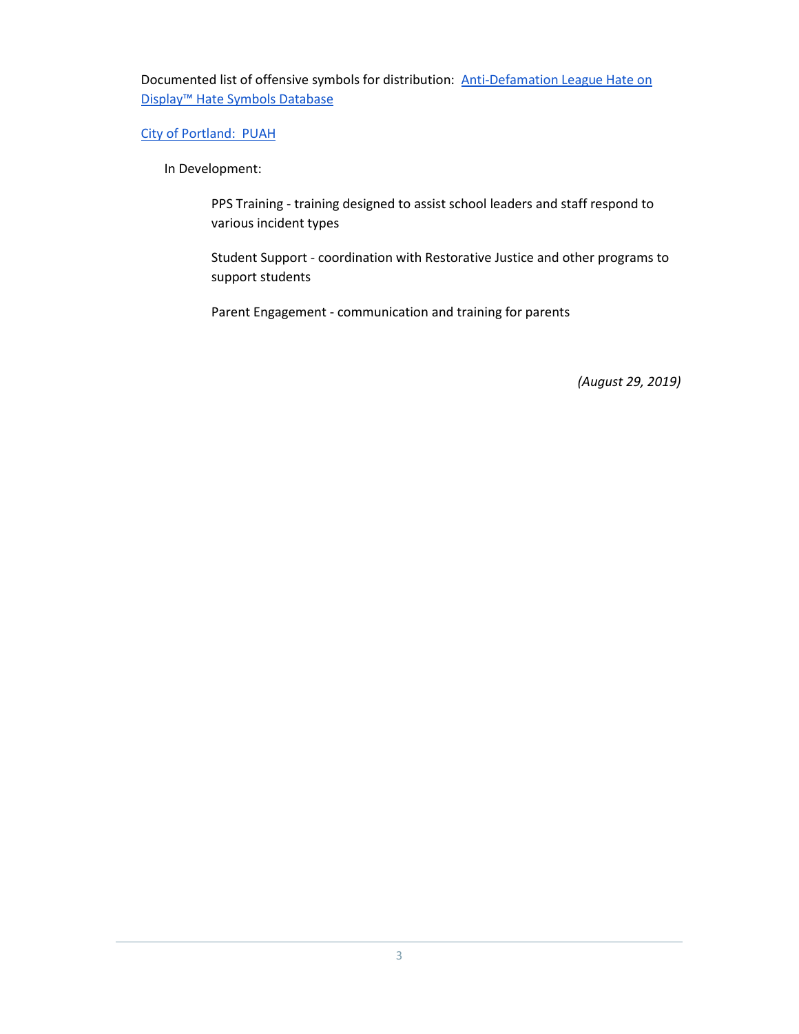Documented list of offensive symbols for distribution: Anti-Defamation League Hate on Display™ Hate Symbols Database

City of Portland: PUAH

In Development:

PPS Training - training designed to assist school leaders and staff respond to various incident types

Student Support - coordination with Restorative Justice and other programs to support students

Parent Engagement - communication and training for parents

*(August 29, 2019)*